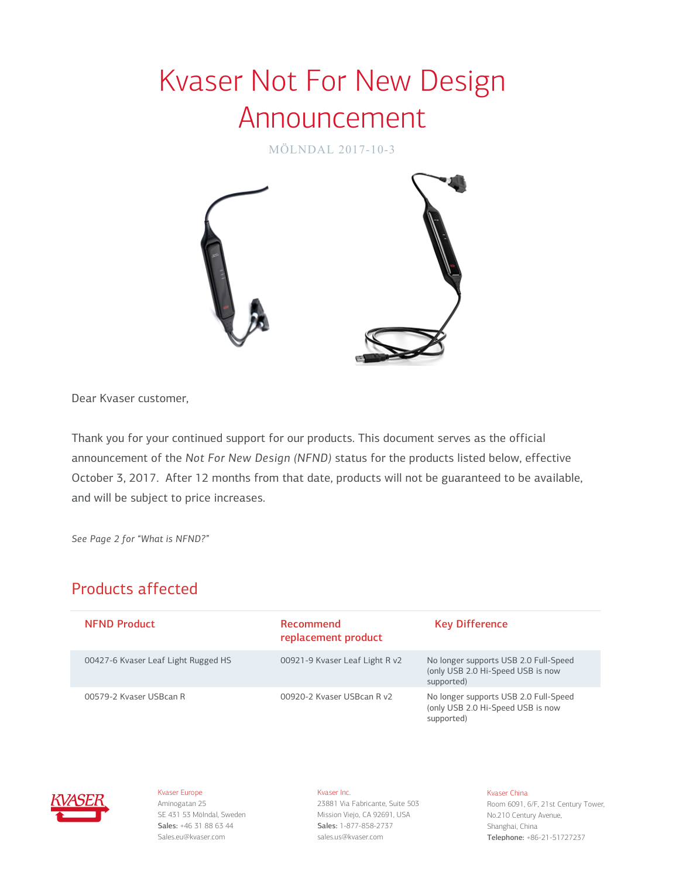# Kvaser Not For New Design Announcement

MÖLNDAL 2017-10-3

Dear Kvaser customer,

Thank you for your continued support for our products. This document serves as the official announcement of the *Not For New Design (NFND)* status for the products listed below, effective October 3, 2017. After 12 months from that date, products will not be guaranteed to be available, and will be subject to price increases.

*See Page 2 for "What is NFND?"*

## Products affected

| NFND Product | Recommend replacement product | Key Difference |
|---|---|---|
| 00427-6 Kvaser Leaf Light Rugged HS | 00921-9 Kvaser Leaf Light R v2 | No longer supports USB 2.0 Full-Speed (only USB 2.0 Hi-Speed USB is now supported) |
| 00579-2 Kvaser USBcan R | 00920-2 Kvaser USBcan R v2 | No longer supports USB 2.0 Full-Speed (only USB 2.0 Hi-Speed USB is now supported) |

Kvaser Europe
Aminogatan 25
SE 431 53 Mölndal, Sweden
**Sales:** +46 31 88 63 44
Sales.eu@kvaser.com

Kvaser Inc.
23881 Via Fabricante, Suite 503
Mission Viejo, CA 92691, USA
**Sales:** 1-877-858-2737
sales.us@kvaser.com

Kvaser China
Room 6091, 6/F, 21st Century Tower,
No.210 Century Avenue,
Shanghai, China
**Telephone:** +86-21-51727237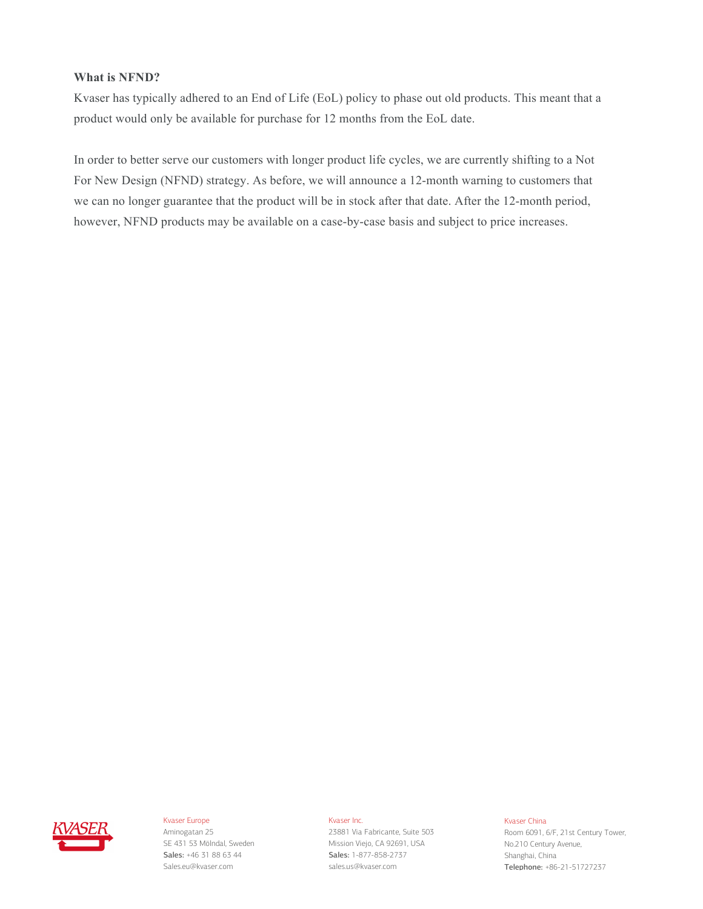**What is NFND?**

Kvaser has typically adhered to an End of Life (EoL) policy to phase out old products. This meant that a product would only be available for purchase for 12 months from the EoL date.

In order to better serve our customers with longer product life cycles, we are currently shifting to a Not For New Design (NFND) strategy. As before, we will announce a 12-month warning to customers that we can no longer guarantee that the product will be in stock after that date. After the 12-month period, however, NFND products may be available on a case-by-case basis and subject to price increases.